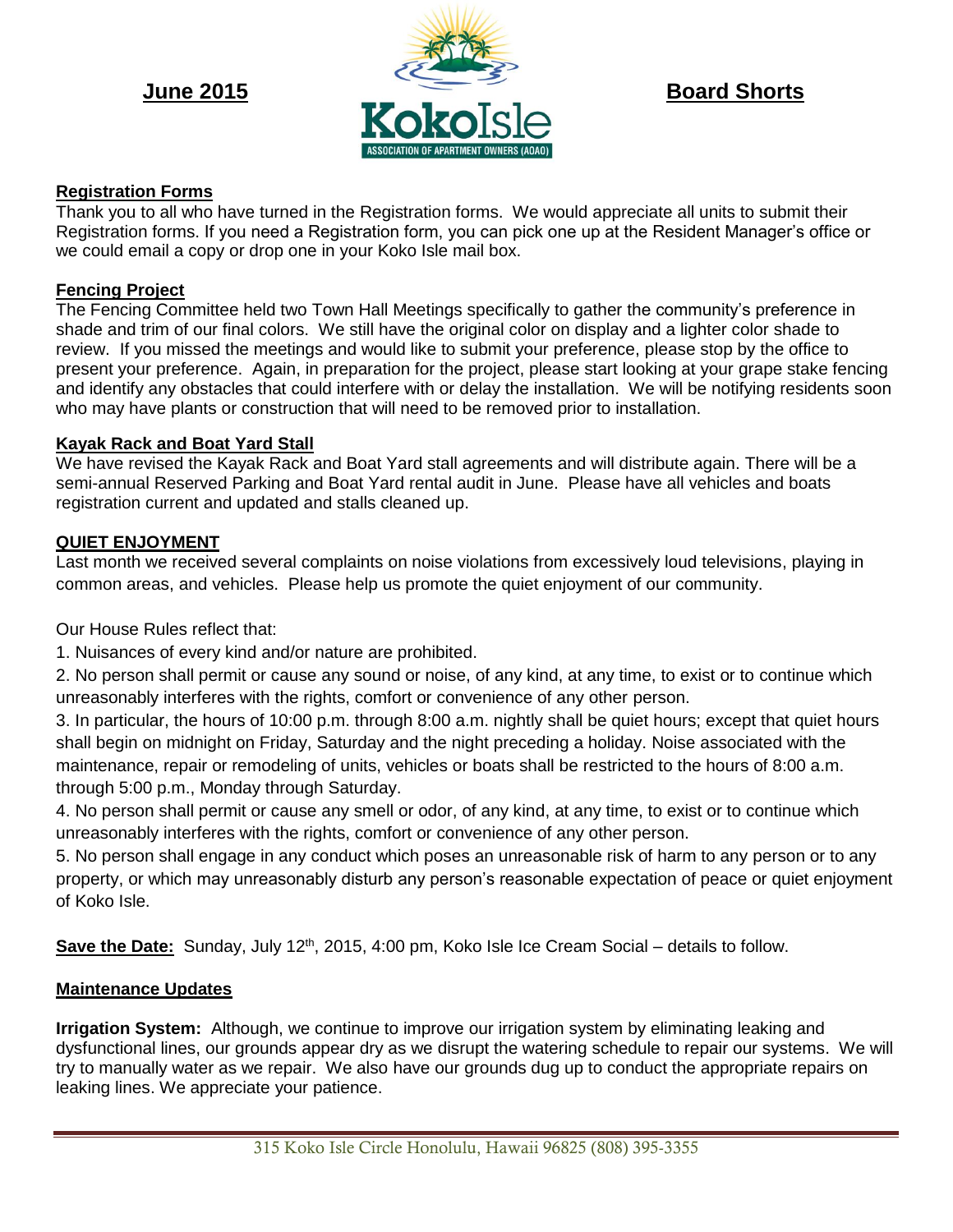**June 2015** | **Koko Isle** — ASSOCIATION OF APARTMENT OWNERS (AOAO) | **Board Shorts**

## Registration Forms

Thank you to all who have turned in the Registration forms. We would appreciate all units to submit their Registration forms. If you need a Registration form, you can pick one up at the Resident Manager's office or we could email a copy or drop one in your Koko Isle mail box.

## Fencing Project

The Fencing Committee held two Town Hall Meetings specifically to gather the community's preference in shade and trim of our final colors. We still have the original color on display and a lighter color shade to review. If you missed the meetings and would like to submit your preference, please stop by the office to present your preference. Again, in preparation for the project, please start looking at your grape stake fencing and identify any obstacles that could interfere with or delay the installation. We will be notifying residents soon who may have plants or construction that will need to be removed prior to installation.

## Kayak Rack and Boat Yard Stall

We have revised the Kayak Rack and Boat Yard stall agreements and will distribute again. There will be a semi-annual Reserved Parking and Boat Yard rental audit in June. Please have all vehicles and boats registration current and updated and stalls cleaned up.

## QUIET ENJOYMENT

Last month we received several complaints on noise violations from excessively loud televisions, playing in common areas, and vehicles. Please help us promote the quiet enjoyment of our community.

Our House Rules reflect that:

1. Nuisances of every kind and/or nature are prohibited.
2. No person shall permit or cause any sound or noise, of any kind, at any time, to exist or to continue which unreasonably interferes with the rights, comfort or convenience of any other person.
3. In particular, the hours of 10:00 p.m. through 8:00 a.m. nightly shall be quiet hours; except that quiet hours shall begin on midnight on Friday, Saturday and the night preceding a holiday. Noise associated with the maintenance, repair or remodeling of units, vehicles or boats shall be restricted to the hours of 8:00 a.m. through 5:00 p.m., Monday through Saturday.
4. No person shall permit or cause any smell or odor, of any kind, at any time, to exist or to continue which unreasonably interferes with the rights, comfort or convenience of any other person.
5. No person shall engage in any conduct which poses an unreasonable risk of harm to any person or to any property, or which may unreasonably disturb any person's reasonable expectation of peace or quiet enjoyment of Koko Isle.

**Save the Date:** Sunday, July 12th, 2015, 4:00 pm, Koko Isle Ice Cream Social – details to follow.

## Maintenance Updates

**Irrigation System:** Although, we continue to improve our irrigation system by eliminating leaking and dysfunctional lines, our grounds appear dry as we disrupt the watering schedule to repair our systems. We will try to manually water as we repair. We also have our grounds dug up to conduct the appropriate repairs on leaking lines. We appreciate your patience.

315 Koko Isle Circle Honolulu, Hawaii 96825 (808) 395-3355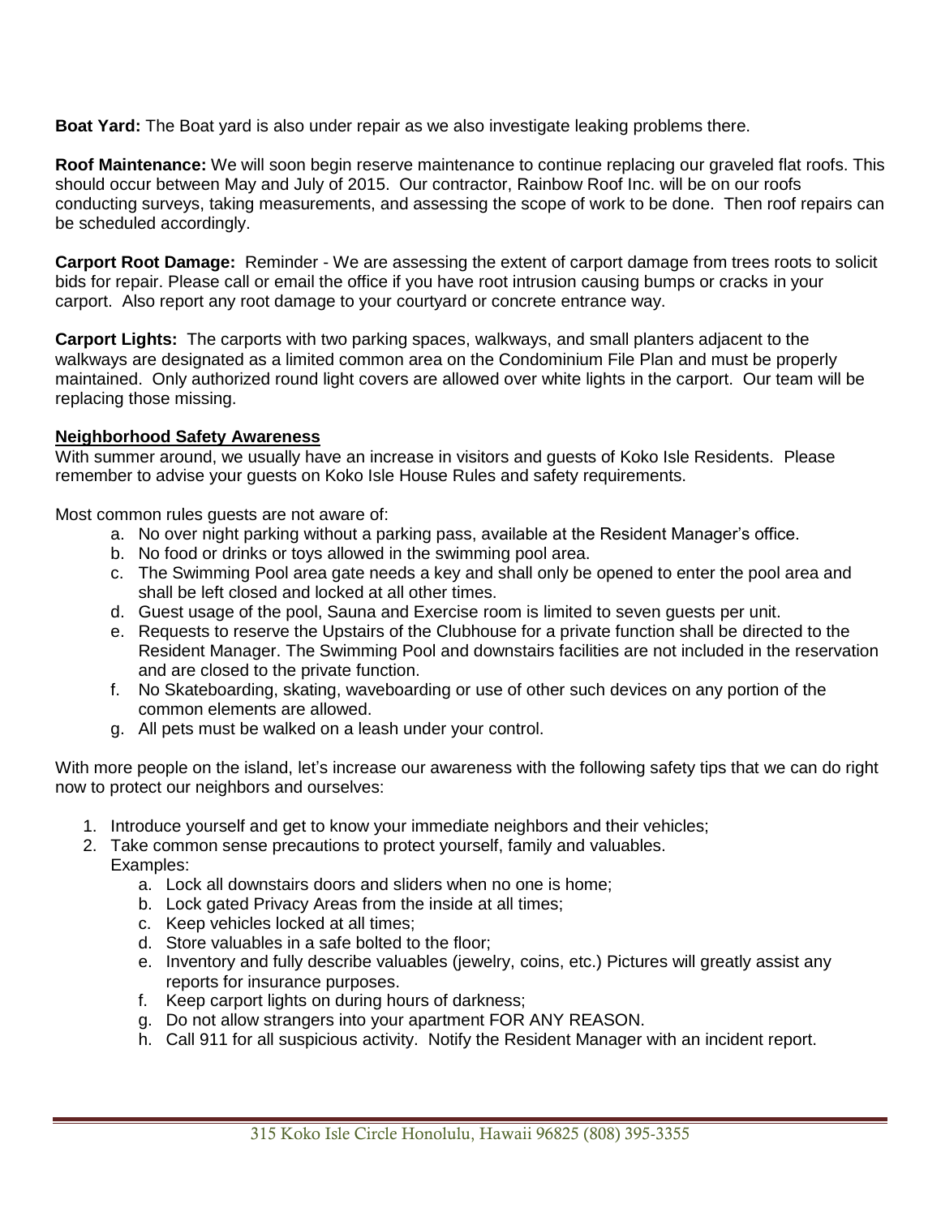**Boat Yard:** The Boat yard is also under repair as we also investigate leaking problems there.

**Roof Maintenance:** We will soon begin reserve maintenance to continue replacing our graveled flat roofs. This should occur between May and July of 2015. Our contractor, Rainbow Roof Inc. will be on our roofs conducting surveys, taking measurements, and assessing the scope of work to be done. Then roof repairs can be scheduled accordingly.

**Carport Root Damage:** Reminder - We are assessing the extent of carport damage from trees roots to solicit bids for repair. Please call or email the office if you have root intrusion causing bumps or cracks in your carport. Also report any root damage to your courtyard or concrete entrance way.

**Carport Lights:** The carports with two parking spaces, walkways, and small planters adjacent to the walkways are designated as a limited common area on the Condominium File Plan and must be properly maintained. Only authorized round light covers are allowed over white lights in the carport. Our team will be replacing those missing.

**<u>Neighborhood Safety Awareness</u>**

With summer around, we usually have an increase in visitors and guests of Koko Isle Residents. Please remember to advise your guests on Koko Isle House Rules and safety requirements.

Most common rules guests are not aware of:

a. No over night parking without a parking pass, available at the Resident Manager's office.
b. No food or drinks or toys allowed in the swimming pool area.
c. The Swimming Pool area gate needs a key and shall only be opened to enter the pool area and shall be left closed and locked at all other times.
d. Guest usage of the pool, Sauna and Exercise room is limited to seven guests per unit.
e. Requests to reserve the Upstairs of the Clubhouse for a private function shall be directed to the Resident Manager. The Swimming Pool and downstairs facilities are not included in the reservation and are closed to the private function.
f. No Skateboarding, skating, waveboarding or use of other such devices on any portion of the common elements are allowed.
g. All pets must be walked on a leash under your control.

With more people on the island, let's increase our awareness with the following safety tips that we can do right now to protect our neighbors and ourselves:

1. Introduce yourself and get to know your immediate neighbors and their vehicles;
2. Take common sense precautions to protect yourself, family and valuables.
   Examples:
   a. Lock all downstairs doors and sliders when no one is home;
   b. Lock gated Privacy Areas from the inside at all times;
   c. Keep vehicles locked at all times;
   d. Store valuables in a safe bolted to the floor;
   e. Inventory and fully describe valuables (jewelry, coins, etc.) Pictures will greatly assist any reports for insurance purposes.
   f. Keep carport lights on during hours of darkness;
   g. Do not allow strangers into your apartment FOR ANY REASON.
   h. Call 911 for all suspicious activity. Notify the Resident Manager with an incident report.

315 Koko Isle Circle Honolulu, Hawaii 96825 (808) 395-3355